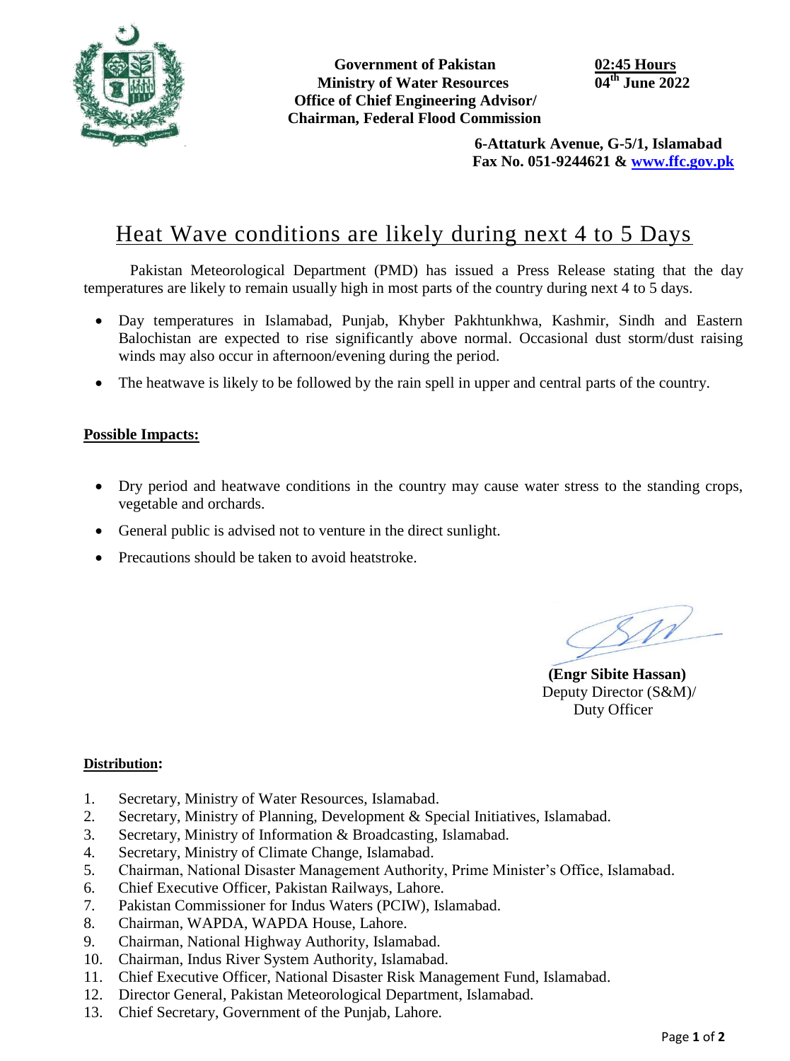**Government of Pakistan**
**Ministry of Water Resources**
**Office of Chief Engineering Advisor/**
**Chairman, Federal Flood Commission**

**02:45 Hours**
**04th June 2022**

**6-Attaturk Avenue, G-5/1, Islamabad**
**Fax No. 051-9244621 & www.ffc.gov.pk**

# Heat Wave conditions are likely during next 4 to 5 Days

Pakistan Meteorological Department (PMD) has issued a Press Release stating that the day temperatures are likely to remain usually high in most parts of the country during next 4 to 5 days.

- Day temperatures in Islamabad, Punjab, Khyber Pakhtunkhwa, Kashmir, Sindh and Eastern Balochistan are expected to rise significantly above normal. Occasional dust storm/dust raising winds may also occur in afternoon/evening during the period.
- The heatwave is likely to be followed by the rain spell in upper and central parts of the country.

**Possible Impacts:**

- Dry period and heatwave conditions in the country may cause water stress to the standing crops, vegetable and orchards.
- General public is advised not to venture in the direct sunlight.
- Precautions should be taken to avoid heatstroke.

**(Engr Sibite Hassan)**
Deputy Director (S&M)/
Duty Officer

**Distribution:**

1. Secretary, Ministry of Water Resources, Islamabad.
2. Secretary, Ministry of Planning, Development & Special Initiatives, Islamabad.
3. Secretary, Ministry of Information & Broadcasting, Islamabad.
4. Secretary, Ministry of Climate Change, Islamabad.
5. Chairman, National Disaster Management Authority, Prime Minister's Office, Islamabad.
6. Chief Executive Officer, Pakistan Railways, Lahore.
7. Pakistan Commissioner for Indus Waters (PCIW), Islamabad.
8. Chairman, WAPDA, WAPDA House, Lahore.
9. Chairman, National Highway Authority, Islamabad.
10. Chairman, Indus River System Authority, Islamabad.
11. Chief Executive Officer, National Disaster Risk Management Fund, Islamabad.
12. Director General, Pakistan Meteorological Department, Islamabad.
13. Chief Secretary, Government of the Punjab, Lahore.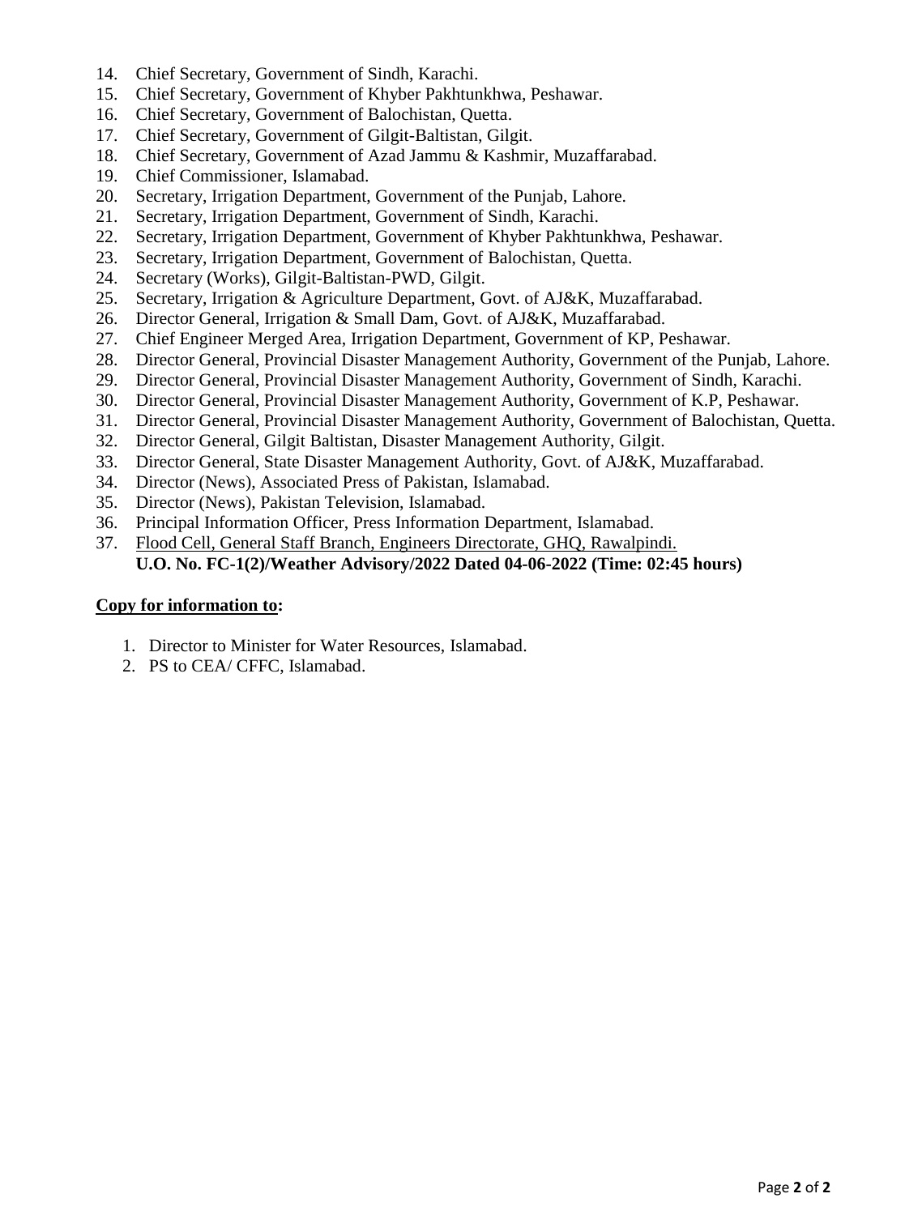14. Chief Secretary, Government of Sindh, Karachi.
15. Chief Secretary, Government of Khyber Pakhtunkhwa, Peshawar.
16. Chief Secretary, Government of Balochistan, Quetta.
17. Chief Secretary, Government of Gilgit-Baltistan, Gilgit.
18. Chief Secretary, Government of Azad Jammu & Kashmir, Muzaffarabad.
19. Chief Commissioner, Islamabad.
20. Secretary, Irrigation Department, Government of the Punjab, Lahore.
21. Secretary, Irrigation Department, Government of Sindh, Karachi.
22. Secretary, Irrigation Department, Government of Khyber Pakhtunkhwa, Peshawar.
23. Secretary, Irrigation Department, Government of Balochistan, Quetta.
24. Secretary (Works), Gilgit-Baltistan-PWD, Gilgit.
25. Secretary, Irrigation & Agriculture Department, Govt. of AJ&K, Muzaffarabad.
26. Director General, Irrigation & Small Dam, Govt. of AJ&K, Muzaffarabad.
27. Chief Engineer Merged Area, Irrigation Department, Government of KP, Peshawar.
28. Director General, Provincial Disaster Management Authority, Government of the Punjab, Lahore.
29. Director General, Provincial Disaster Management Authority, Government of Sindh, Karachi.
30. Director General, Provincial Disaster Management Authority, Government of K.P, Peshawar.
31. Director General, Provincial Disaster Management Authority, Government of Balochistan, Quetta.
32. Director General, Gilgit Baltistan, Disaster Management Authority, Gilgit.
33. Director General, State Disaster Management Authority, Govt. of AJ&K, Muzaffarabad.
34. Director (News), Associated Press of Pakistan, Islamabad.
35. Director (News), Pakistan Television, Islamabad.
36. Principal Information Officer, Press Information Department, Islamabad.
37. Flood Cell, General Staff Branch, Engineers Directorate, GHQ, Rawalpindi.

**U.O. No. FC-1(2)/Weather Advisory/2022 Dated 04-06-2022 (Time: 02:45 hours)**

**Copy for information to:**

1. Director to Minister for Water Resources, Islamabad.
2. PS to CEA/ CFFC, Islamabad.